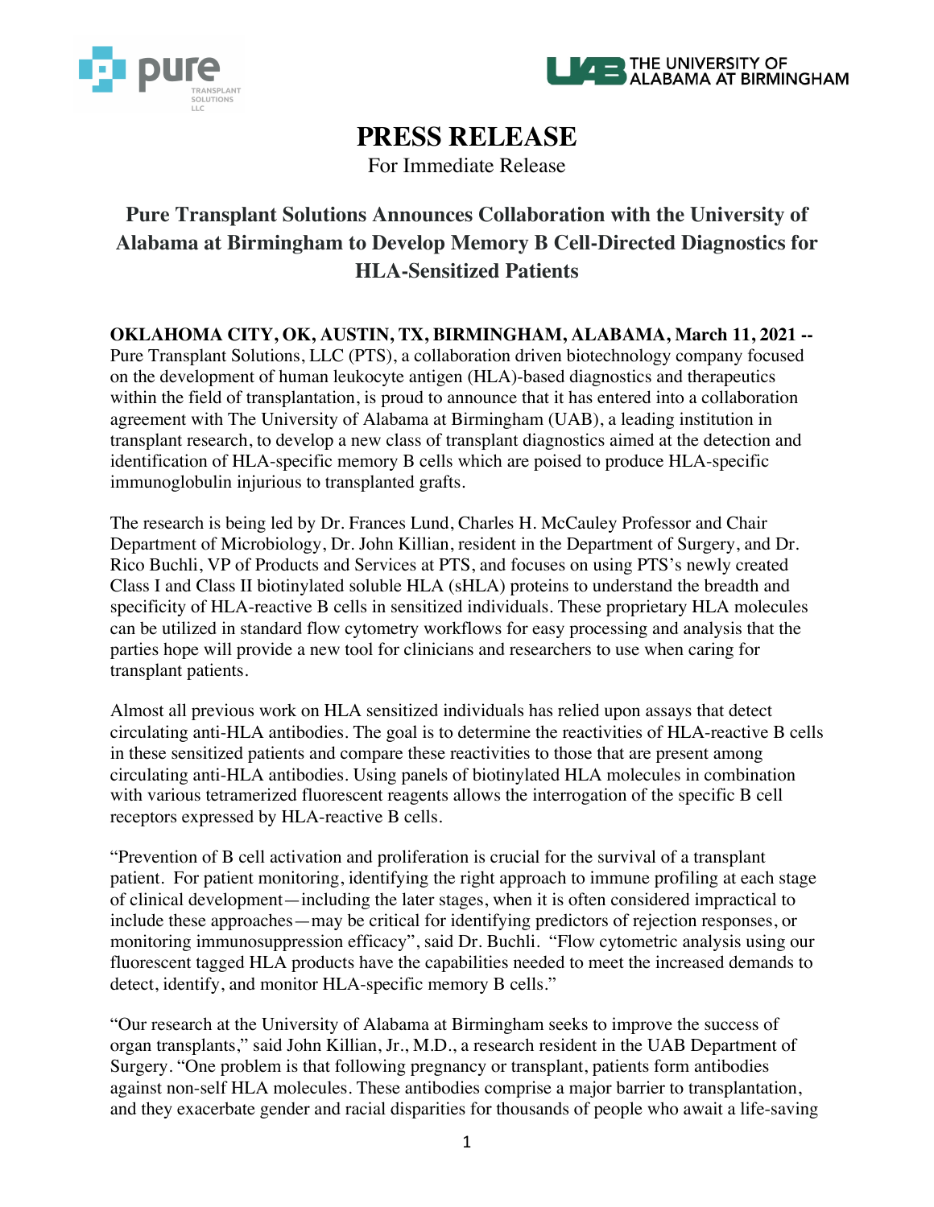# PRESS RELEASE

For Immediate Release

## Pure Transplant Solutions Announces Collaboration with the University of Alabama at Birmingham to Develop Memory B Cell-Directed Diagnostics for HLA-Sensitized Patients

**OKLAHOMA CITY, OK, AUSTIN, TX, BIRMINGHAM, ALABAMA, March 11, 2021 --** Pure Transplant Solutions, LLC (PTS), a collaboration driven biotechnology company focused on the development of human leukocyte antigen (HLA)-based diagnostics and therapeutics within the field of transplantation, is proud to announce that it has entered into a collaboration agreement with The University of Alabama at Birmingham (UAB), a leading institution in transplant research, to develop a new class of transplant diagnostics aimed at the detection and identification of HLA-specific memory B cells which are poised to produce HLA-specific immunoglobulin injurious to transplanted grafts.

The research is being led by Dr. Frances Lund, Charles H. McCauley Professor and Chair Department of Microbiology, Dr. John Killian, resident in the Department of Surgery, and Dr. Rico Buchli, VP of Products and Services at PTS, and focuses on using PTS's newly created Class I and Class II biotinylated soluble HLA (sHLA) proteins to understand the breadth and specificity of HLA-reactive B cells in sensitized individuals. These proprietary HLA molecules can be utilized in standard flow cytometry workflows for easy processing and analysis that the parties hope will provide a new tool for clinicians and researchers to use when caring for transplant patients.

Almost all previous work on HLA sensitized individuals has relied upon assays that detect circulating anti-HLA antibodies. The goal is to determine the reactivities of HLA-reactive B cells in these sensitized patients and compare these reactivities to those that are present among circulating anti-HLA antibodies. Using panels of biotinylated HLA molecules in combination with various tetramerized fluorescent reagents allows the interrogation of the specific B cell receptors expressed by HLA-reactive B cells.

"Prevention of B cell activation and proliferation is crucial for the survival of a transplant patient. For patient monitoring, identifying the right approach to immune profiling at each stage of clinical development—including the later stages, when it is often considered impractical to include these approaches—may be critical for identifying predictors of rejection responses, or monitoring immunosuppression efficacy", said Dr. Buchli. "Flow cytometric analysis using our fluorescent tagged HLA products have the capabilities needed to meet the increased demands to detect, identify, and monitor HLA-specific memory B cells."

"Our research at the University of Alabama at Birmingham seeks to improve the success of organ transplants," said John Killian, Jr., M.D., a research resident in the UAB Department of Surgery. "One problem is that following pregnancy or transplant, patients form antibodies against non-self HLA molecules. These antibodies comprise a major barrier to transplantation, and they exacerbate gender and racial disparities for thousands of people who await a life-saving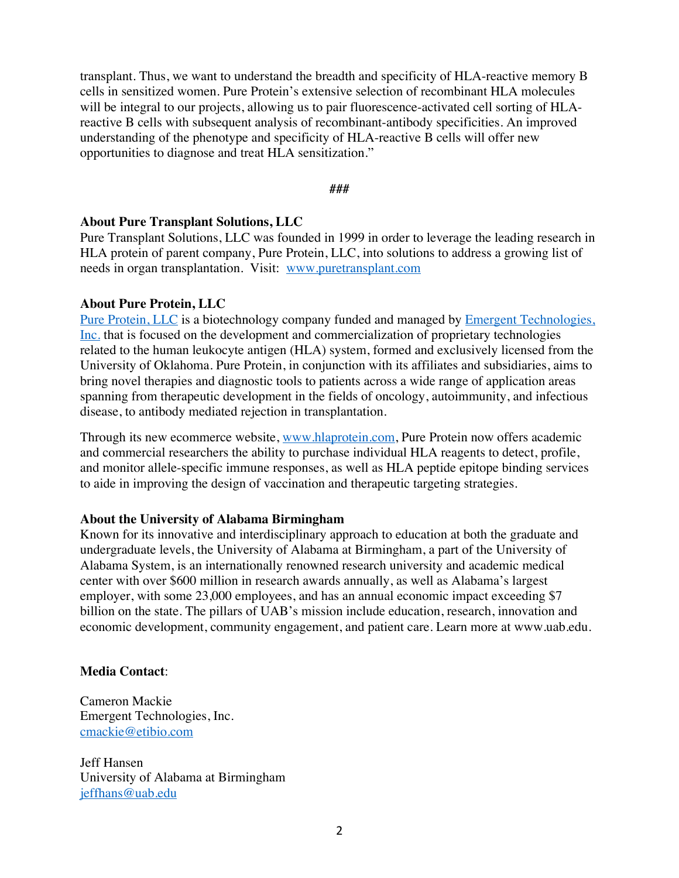transplant. Thus, we want to understand the breadth and specificity of HLA-reactive memory B cells in sensitized women. Pure Protein's extensive selection of recombinant HLA molecules will be integral to our projects, allowing us to pair fluorescence-activated cell sorting of HLA-reactive B cells with subsequent analysis of recombinant-antibody specificities. An improved understanding of the phenotype and specificity of HLA-reactive B cells will offer new opportunities to diagnose and treat HLA sensitization."

###

**About Pure Transplant Solutions, LLC**
Pure Transplant Solutions, LLC was founded in 1999 in order to leverage the leading research in HLA protein of parent company, Pure Protein, LLC, into solutions to address a growing list of needs in organ transplantation. Visit: [www.puretransplant.com](www.puretransplant.com)

**About Pure Protein, LLC**
[Pure Protein, LLC](Pure Protein, LLC) is a biotechnology company funded and managed by [Emergent Technologies, Inc.](Emergent Technologies, Inc.) that is focused on the development and commercialization of proprietary technologies related to the human leukocyte antigen (HLA) system, formed and exclusively licensed from the University of Oklahoma. Pure Protein, in conjunction with its affiliates and subsidiaries, aims to bring novel therapies and diagnostic tools to patients across a wide range of application areas spanning from therapeutic development in the fields of oncology, autoimmunity, and infectious disease, to antibody mediated rejection in transplantation.

Through its new ecommerce website, [www.hlaprotein.com](www.hlaprotein.com), Pure Protein now offers academic and commercial researchers the ability to purchase individual HLA reagents to detect, profile, and monitor allele-specific immune responses, as well as HLA peptide epitope binding services to aide in improving the design of vaccination and therapeutic targeting strategies.

**About the University of Alabama Birmingham**
Known for its innovative and interdisciplinary approach to education at both the graduate and undergraduate levels, the University of Alabama at Birmingham, a part of the University of Alabama System, is an internationally renowned research university and academic medical center with over $600 million in research awards annually, as well as Alabama's largest employer, with some 23,000 employees, and has an annual economic impact exceeding $7 billion on the state. The pillars of UAB's mission include education, research, innovation and economic development, community engagement, and patient care. Learn more at www.uab.edu.

**Media Contact**:

Cameron Mackie
Emergent Technologies, Inc.
[cmackie@etibio.com](mailto:cmackie@etibio.com)

Jeff Hansen
University of Alabama at Birmingham
[jeffhans@uab.edu](mailto:jeffhans@uab.edu)